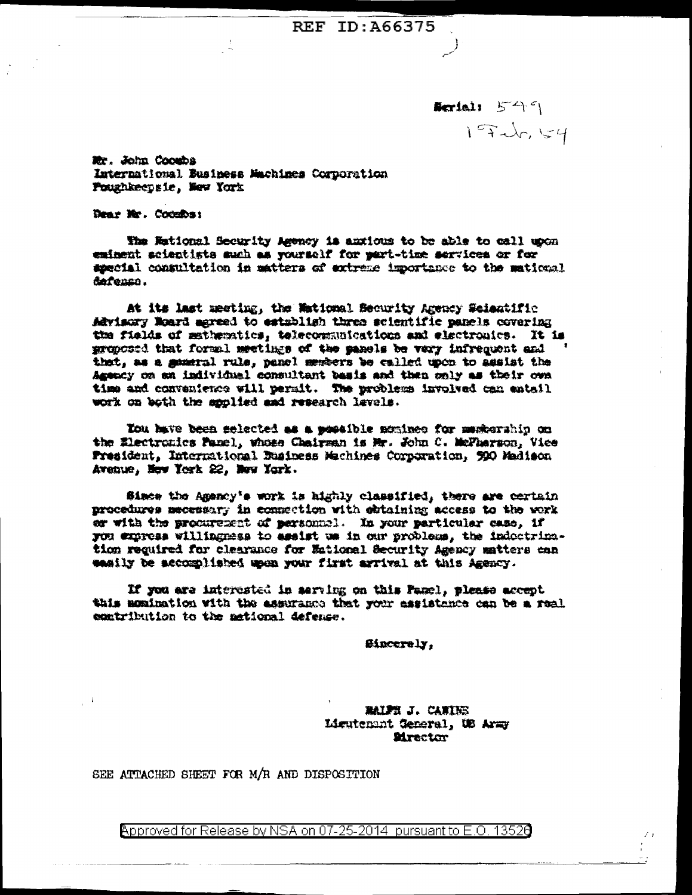REF ID:A66375

Serial: 549
17 Feb, 54

Mr. John Coombs
International Business Machines Corporation
Poughkeepsie, New York

Dear Mr. Coombs:

The National Security Agency is anxious to be able to call upon eminent scientists such as yourself for part-time services or for special consultation in matters of extreme importance to the national defense.

At its last meeting, the National Security Agency Scientific Advisory Board agreed to establish three scientific panels covering the fields of mathematics, telecommunications and electronics. It is proposed that formal meetings of the panels be very infrequent and that, as a general rule, panel members be called upon to assist the Agency on an individual consultant basis and then only as their own time and convenience will permit. The problems involved can entail work on both the applied and research levels.

You have been selected as a possible nominee for membership on the Electronics Panel, whose Chairman is Mr. John C. McPherson, Vice President, International Business Machines Corporation, 590 Madison Avenue, New York 22, New York.

Since the Agency's work is highly classified, there are certain procedures necessary in connection with obtaining access to the work or with the procurement of personnel. In your particular case, if you express willingness to assist us in our problems, the indoctrination required for clearance for National Security Agency matters can easily be accomplished upon your first arrival at this Agency.

If you are interested in serving on this Panel, please accept this nomination with the assurance that your assistance can be a real contribution to the national defense.

Sincerely,

RALPH J. CANINE
Lieutenant General, US Army
Director

SEE ATTACHED SHEET FOR M/R AND DISPOSITION

Approved for Release by NSA on 07-25-2014 pursuant to E.O. 13526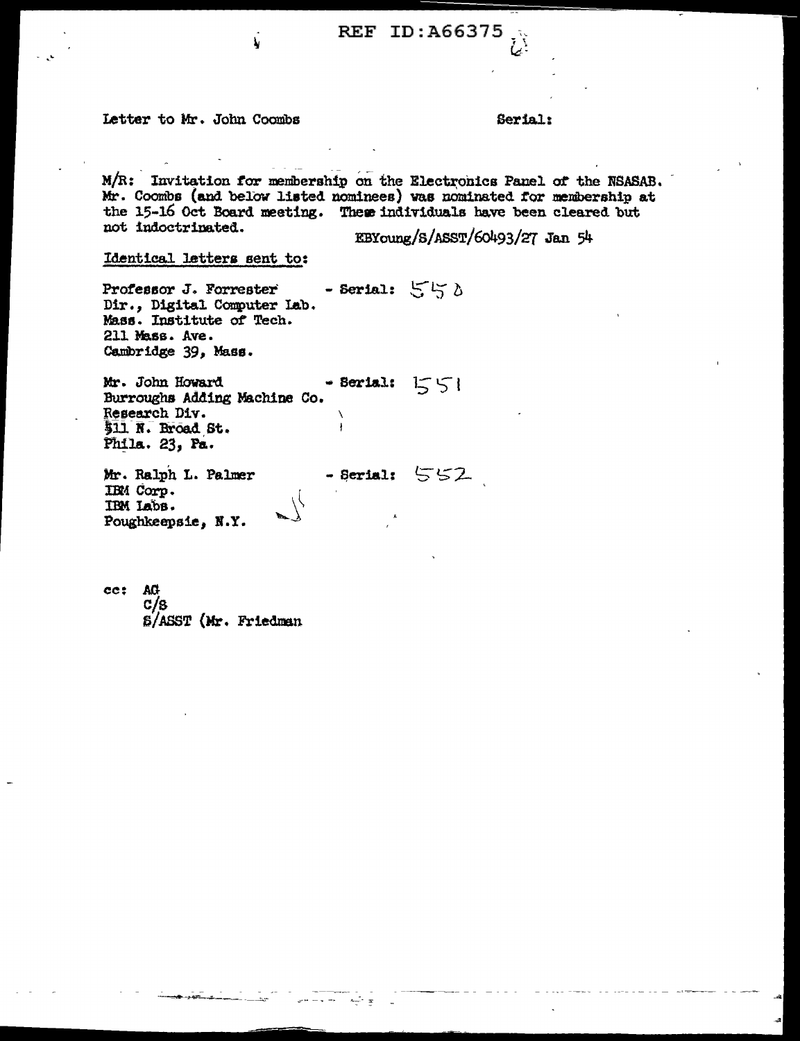REF ID:A66375

Letter to Mr. John Coombs                                        Serial:

M/R: Invitation for membership on the Electronics Panel of the NSASAB. Mr. Coombs (and below listed nominees) was nominated for membership at the 15-16 Oct Board meeting. These individuals have been cleared but not indoctrinated.

EBYoung/S/ASST/60493/27 Jan 54

Identical letters sent to:

Professor J. Forrester - Serial: 550
Dir., Digital Computer Lab.
Mass. Institute of Tech.
211 Mass. Ave.
Cambridge 39, Mass.

Mr. John Howard - Serial: 551
Burroughs Adding Machine Co.
Research Div.
511 N. Broad St.
Phila. 23, Pa.

Mr. Ralph L. Palmer - Serial: 552
IBM Corp.
IBM Labs.
Poughkeepsie, N.Y.

cc: AG
C/S
S/ASST (Mr. Friedman